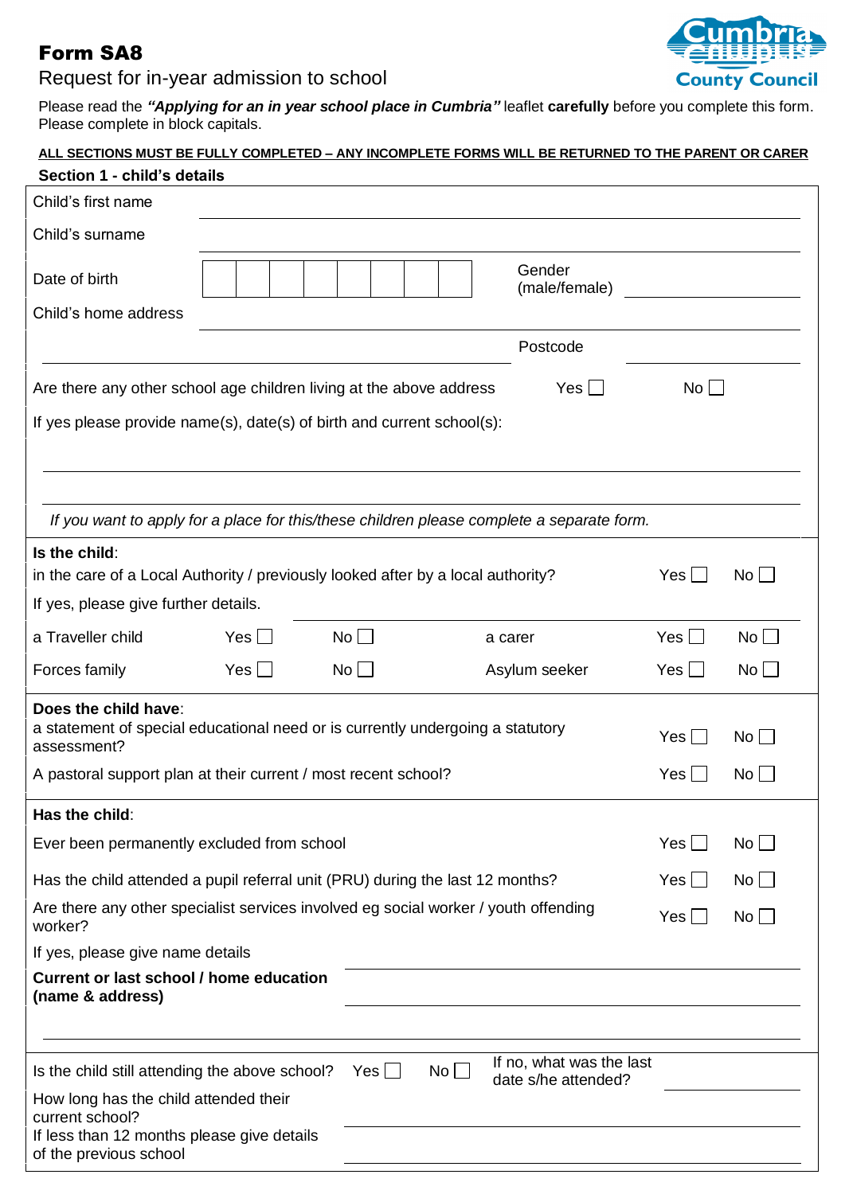# Form SA8

Request for in-year admission to school

Cumbria County Council

Please read the ***"Applying for an in year school place in Cumbria"*** leaflet **carefully** before you complete this form. Please complete in block capitals.

**ALL SECTIONS MUST BE FULLY COMPLETED – ANY INCOMPLETE FORMS WILL BE RETURNED TO THE PARENT OR CARER**

## Section 1 - child's details

Child's first name ______________________

Child's surname ______________________

Date of birth ☐☐☐☐☐☐☐☐ Gender (male/female) ______________________

Child's home address ______________________

______________________ Postcode ______________________

Are there any other school age children living at the above address Yes ☐ No ☐

If yes please provide name(s), date(s) of birth and current school(s):

______________________

______________________

*If you want to apply for a place for this/these children please complete a separate form.*

**Is the child**:

in the care of a Local Authority / previously looked after by a local authority? Yes ☐ No ☐

If yes, please give further details. ______________________

| | | | | | |
|---|---|---|---|---|---|
| a Traveller child | Yes ☐ | No ☐ | a carer | Yes ☐ | No ☐ |
| Forces family | Yes ☐ | No ☐ | Asylum seeker | Yes ☐ | No ☐ |

**Does the child have**:

a statement of special educational need or is currently undergoing a statutory assessment? Yes ☐ No ☐

A pastoral support plan at their current / most recent school? Yes ☐ No ☐

**Has the child**:

Ever been permanently excluded from school Yes ☐ No ☐

Has the child attended a pupil referral unit (PRU) during the last 12 months? Yes ☐ No ☐

Are there any other specialist services involved eg social worker / youth offending worker? Yes ☐ No ☐

If yes, please give name details

**Current or last school / home education (name & address)** ______________________

______________________

Is the child still attending the above school? Yes ☐ No ☐ If no, what was the last date s/he attended? ______________________

How long has the child attended their current school? ______________________

If less than 12 months please give details of the previous school ______________________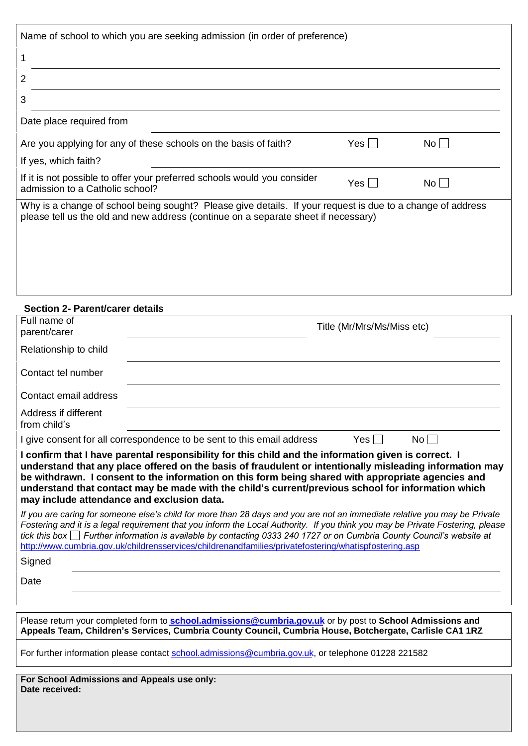Name of school to which you are seeking admission (in order of preference)

1

2

3

Date place required from

Are you applying for any of these schools on the basis of faith? Yes ☐ No ☐

If yes, which faith?

If it is not possible to offer your preferred schools would you consider admission to a Catholic school? Yes ☐ No ☐

Why is a change of school being sought? Please give details. If your request is due to a change of address please tell us the old and new address (continue on a separate sheet if necessary)

**Section 2- Parent/carer details**

| | |
|---|---|
| Full name of parent/carer | Title (Mr/Mrs/Ms/Miss etc) |
| Relationship to child | |
| Contact tel number | |
| Contact email address | |
| Address if different from child's | |

I give consent for all correspondence to be sent to this email address Yes ☐ No ☐

**I confirm that I have parental responsibility for this child and the information given is correct. I understand that any place offered on the basis of fraudulent or intentionally misleading information may be withdrawn. I consent to the information on this form being shared with appropriate agencies and understand that contact may be made with the child's current/previous school for information which may include attendance and exclusion data.**

*If you are caring for someone else's child for more than 28 days and you are not an immediate relative you may be Private Fostering and it is a legal requirement that you inform the Local Authority. If you think you may be Private Fostering, please tick this box ☐ Further information is available by contacting 0333 240 1727 or on Cumbria County Council's website at* http://www.cumbria.gov.uk/childrensservices/childrenandfamilies/privatefostering/whatispfostering.asp

Signed

Date

Please return your completed form to **school.admissions@cumbria.gov.uk** or by post to **School Admissions and Appeals Team, Children's Services, Cumbria County Council, Cumbria House, Botchergate, Carlisle CA1 1RZ**

For further information please contact school.admissions@cumbria.gov.uk, or telephone 01228 221582

**For School Admissions and Appeals use only:**
**Date received:**